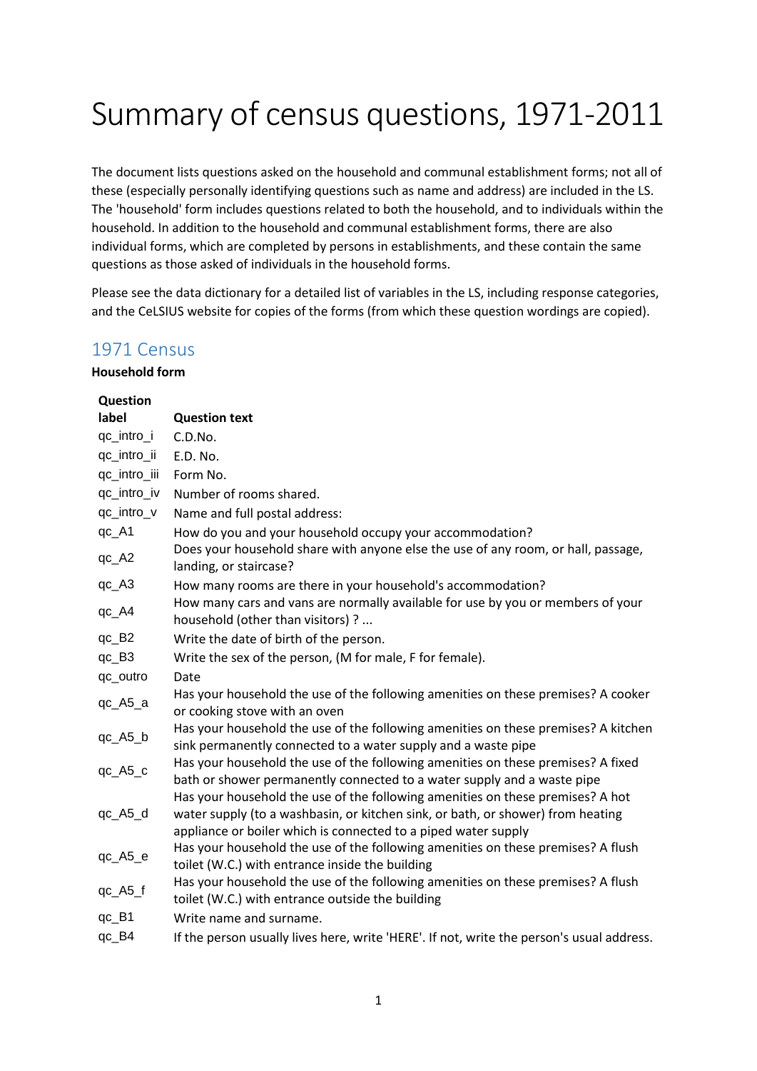# Summary of census questions, 1971-2011

The document lists questions asked on the household and communal establishment forms; not all of these (especially personally identifying questions such as name and address) are included in the LS. The 'household' form includes questions related to both the household, and to individuals within the household. In addition to the household and communal establishment forms, there are also individual forms, which are completed by persons in establishments, and these contain the same questions as those asked of individuals in the household forms.

Please see the data dictionary for a detailed list of variables in the LS, including response categories, and the CeLSIUS website for copies of the forms (from which these question wordings are copied).

## 1971 Census

**Household form**

| Question label | Question text |
|---|---|
| qc_intro_i | C.D.No. |
| qc_intro_ii | E.D. No. |
| qc_intro_iii | Form No. |
| qc_intro_iv | Number of rooms shared. |
| qc_intro_v | Name and full postal address: |
| qc_A1 | How do you and your household occupy your accommodation? |
| qc_A2 | Does your household share with anyone else the use of any room, or hall, passage, landing, or staircase? |
| qc_A3 | How many rooms are there in your household's accommodation? |
| qc_A4 | How many cars and vans are normally available for use by you or members of your household (other than visitors) ? ... |
| qc_B2 | Write the date of birth of the person. |
| qc_B3 | Write the sex of the person, (M for male, F for female). |
| qc_outro | Date |
| qc_A5_a | Has your household the use of the following amenities on these premises? A cooker or cooking stove with an oven |
| qc_A5_b | Has your household the use of the following amenities on these premises? A kitchen sink permanently connected to a water supply and a waste pipe |
| qc_A5_c | Has your household the use of the following amenities on these premises? A fixed bath or shower permanently connected to a water supply and a waste pipe |
| qc_A5_d | Has your household the use of the following amenities on these premises? A hot water supply (to a washbasin, or kitchen sink, or bath, or shower) from heating appliance or boiler which is connected to a piped water supply |
| qc_A5_e | Has your household the use of the following amenities on these premises? A flush toilet (W.C.) with entrance inside the building |
| qc_A5_f | Has your household the use of the following amenities on these premises? A flush toilet (W.C.) with entrance outside the building |
| qc_B1 | Write name and surname. |
| qc_B4 | If the person usually lives here, write 'HERE'. If not, write the person's usual address. |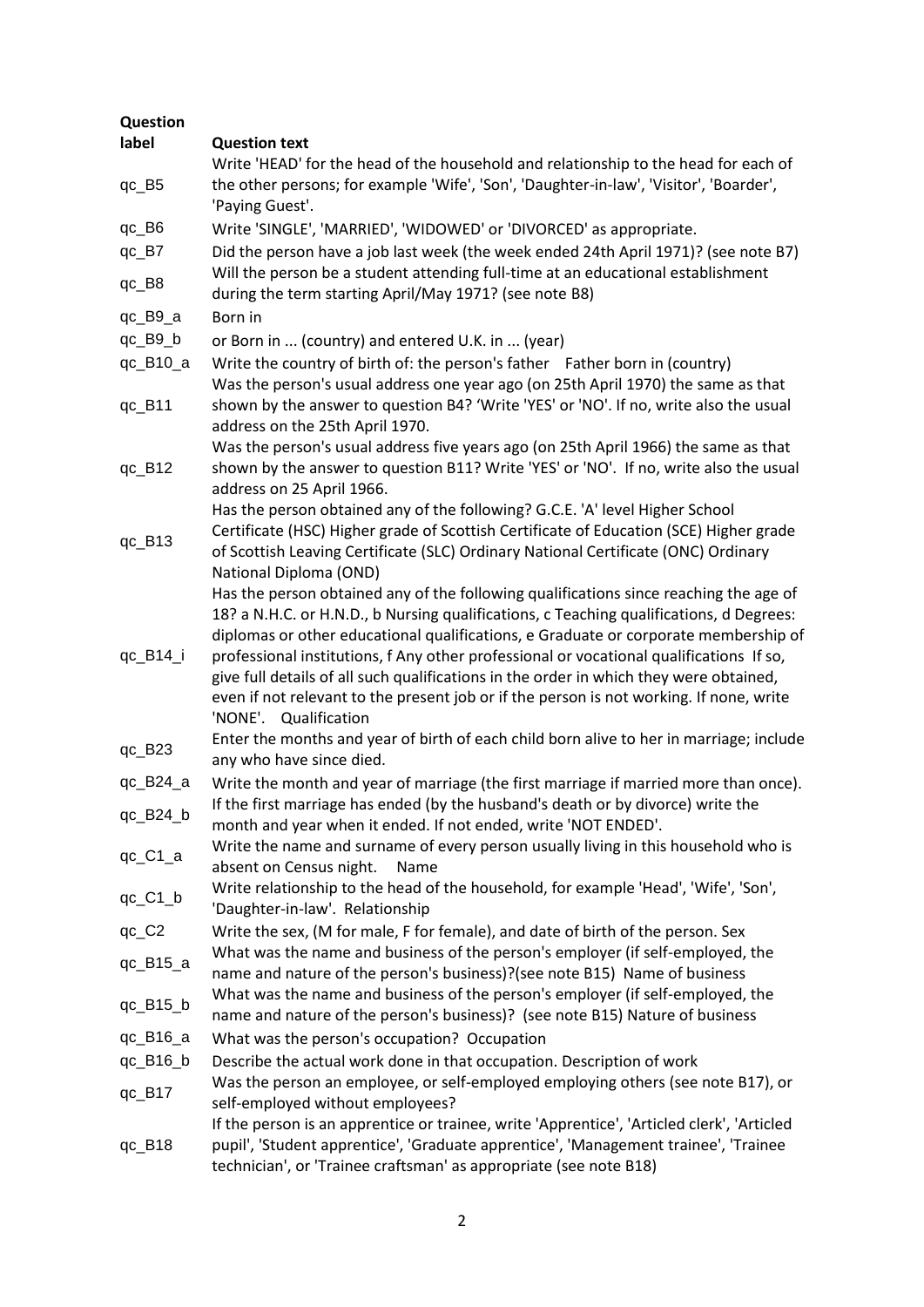| Question label | Question text |
|---|---|
| qc_B5 | Write 'HEAD' for the head of the household and relationship to the head for each of the other persons; for example 'Wife', 'Son', 'Daughter-in-law', 'Visitor', 'Boarder', 'Paying Guest'. |
| qc_B6 | Write 'SINGLE', 'MARRIED', 'WIDOWED' or 'DIVORCED' as appropriate. |
| qc_B7 | Did the person have a job last week (the week ended 24th April 1971)? (see note B7) |
| qc_B8 | Will the person be a student attending full-time at an educational establishment during the term starting April/May 1971? (see note B8) |
| qc_B9_a | Born in |
| qc_B9_b | or Born in ... (country) and entered U.K. in ... (year) |
| qc_B10_a | Write the country of birth of: the person's father Father born in (country) |
| qc_B11 | Was the person's usual address one year ago (on 25th April 1970) the same as that shown by the answer to question B4? 'Write 'YES' or 'NO'. If no, write also the usual address on the 25th April 1970. |
| qc_B12 | Was the person's usual address five years ago (on 25th April 1966) the same as that shown by the answer to question B11? Write 'YES' or 'NO'. If no, write also the usual address on 25 April 1966. |
| qc_B13 | Has the person obtained any of the following? G.C.E. 'A' level Higher School Certificate (HSC) Higher grade of Scottish Certificate of Education (SCE) Higher grade of Scottish Leaving Certificate (SLC) Ordinary National Certificate (ONC) Ordinary National Diploma (OND) |
| qc_B14_i | Has the person obtained any of the following qualifications since reaching the age of 18? a N.H.C. or H.N.D., b Nursing qualifications, c Teaching qualifications, d Degrees: diplomas or other educational qualifications, e Graduate or corporate membership of professional institutions, f Any other professional or vocational qualifications If so, give full details of all such qualifications in the order in which they were obtained, even if not relevant to the present job or if the person is not working. If none, write 'NONE'. Qualification |
| qc_B23 | Enter the months and year of birth of each child born alive to her in marriage; include any who have since died. |
| qc_B24_a | Write the month and year of marriage (the first marriage if married more than once). |
| qc_B24_b | If the first marriage has ended (by the husband's death or by divorce) write the month and year when it ended. If not ended, write 'NOT ENDED'. |
| qc_C1_a | Write the name and surname of every person usually living in this household who is absent on Census night. Name |
| qc_C1_b | Write relationship to the head of the household, for example 'Head', 'Wife', 'Son', 'Daughter-in-law'. Relationship |
| qc_C2 | Write the sex, (M for male, F for female), and date of birth of the person. Sex |
| qc_B15_a | What was the name and business of the person's employer (if self-employed, the name and nature of the person's business)?(see note B15) Name of business |
| qc_B15_b | What was the name and business of the person's employer (if self-employed, the name and nature of the person's business)? (see note B15) Nature of business |
| qc_B16_a | What was the person's occupation? Occupation |
| qc_B16_b | Describe the actual work done in that occupation. Description of work |
| qc_B17 | Was the person an employee, or self-employed employing others (see note B17), or self-employed without employees? |
| qc_B18 | If the person is an apprentice or trainee, write 'Apprentice', 'Articled clerk', 'Articled pupil', 'Student apprentice', 'Graduate apprentice', 'Management trainee', 'Trainee technician', or 'Trainee craftsman' as appropriate (see note B18) |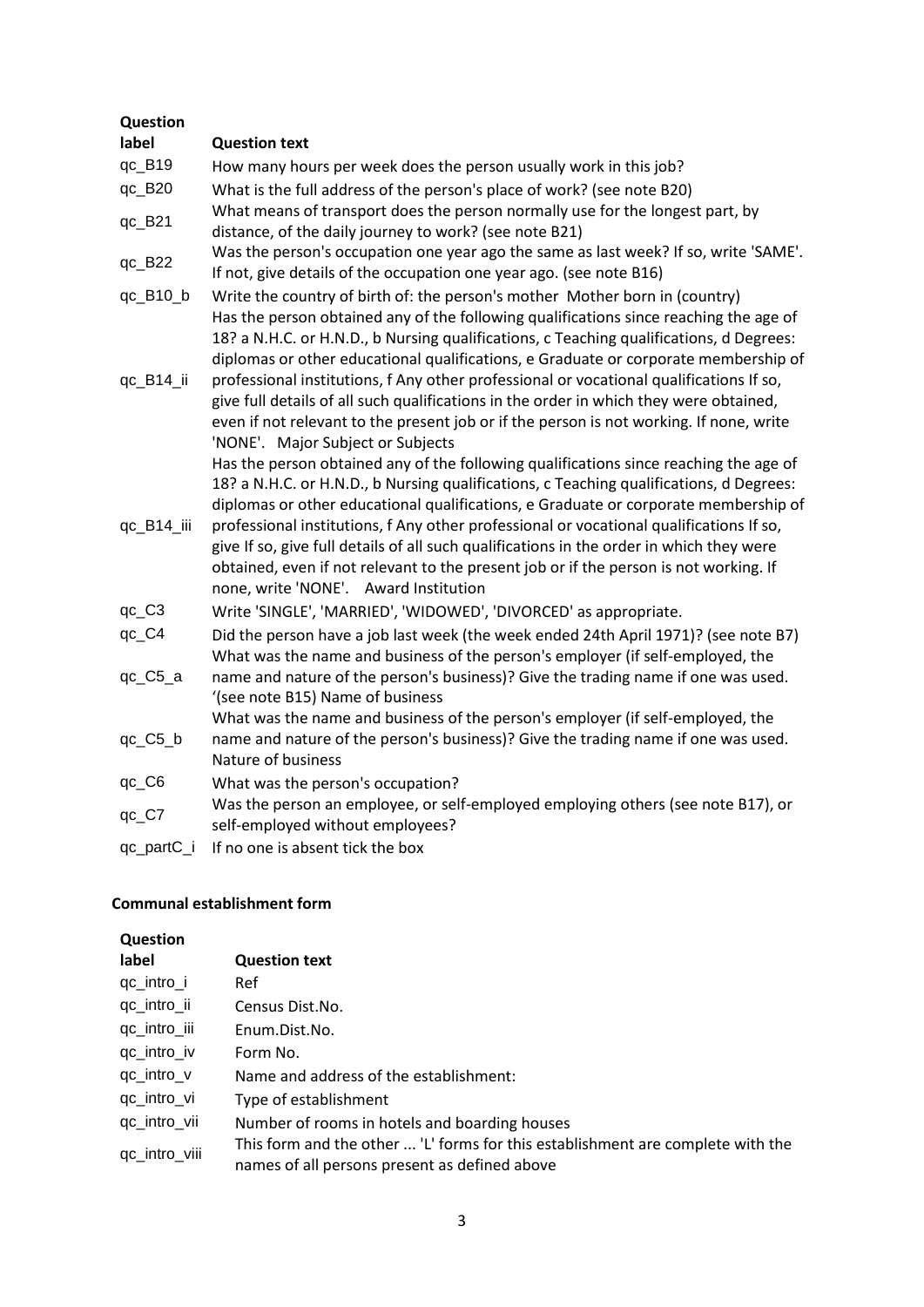| Question label | Question text |
|---|---|
| qc_B19 | How many hours per week does the person usually work in this job? |
| qc_B20 | What is the full address of the person's place of work? (see note B20) |
| qc_B21 | What means of transport does the person normally use for the longest part, by distance, of the daily journey to work? (see note B21) |
| qc_B22 | Was the person's occupation one year ago the same as last week? If so, write 'SAME'. If not, give details of the occupation one year ago. (see note B16) |
| qc_B10_b | Write the country of birth of: the person's mother Mother born in (country) |
| qc_B14_ii | Has the person obtained any of the following qualifications since reaching the age of 18? a N.H.C. or H.N.D., b Nursing qualifications, c Teaching qualifications, d Degrees: diplomas or other educational qualifications, e Graduate or corporate membership of professional institutions, f Any other professional or vocational qualifications If so, give full details of all such qualifications in the order in which they were obtained, even if not relevant to the present job or if the person is not working. If none, write 'NONE'. Major Subject or Subjects |
| qc_B14_iii | Has the person obtained any of the following qualifications since reaching the age of 18? a N.H.C. or H.N.D., b Nursing qualifications, c Teaching qualifications, d Degrees: diplomas or other educational qualifications, e Graduate or corporate membership of professional institutions, f Any other professional or vocational qualifications If so, give If so, give full details of all such qualifications in the order in which they were obtained, even if not relevant to the present job or if the person is not working. If none, write 'NONE'. Award Institution |
| qc_C3 | Write 'SINGLE', 'MARRIED', 'WIDOWED', 'DIVORCED' as appropriate. |
| qc_C4 | Did the person have a job last week (the week ended 24th April 1971)? (see note B7) |
| qc_C5_a | What was the name and business of the person's employer (if self-employed, the name and nature of the person's business)? Give the trading name if one was used. '(see note B15) Name of business |
| qc_C5_b | What was the name and business of the person's employer (if self-employed, the name and nature of the person's business)? Give the trading name if one was used. Nature of business |
| qc_C6 | What was the person's occupation? |
| qc_C7 | Was the person an employee, or self-employed employing others (see note B17), or self-employed without employees? |
| qc_partC_i | If no one is absent tick the box |

**Communal establishment form**

| Question label | Question text |
|---|---|
| qc_intro_i | Ref |
| qc_intro_ii | Census Dist.No. |
| qc_intro_iii | Enum.Dist.No. |
| qc_intro_iv | Form No. |
| qc_intro_v | Name and address of the establishment: |
| qc_intro_vi | Type of establishment |
| qc_intro_vii | Number of rooms in hotels and boarding houses |
| qc_intro_viii | This form and the other ... 'L' forms for this establishment are complete with the names of all persons present as defined above |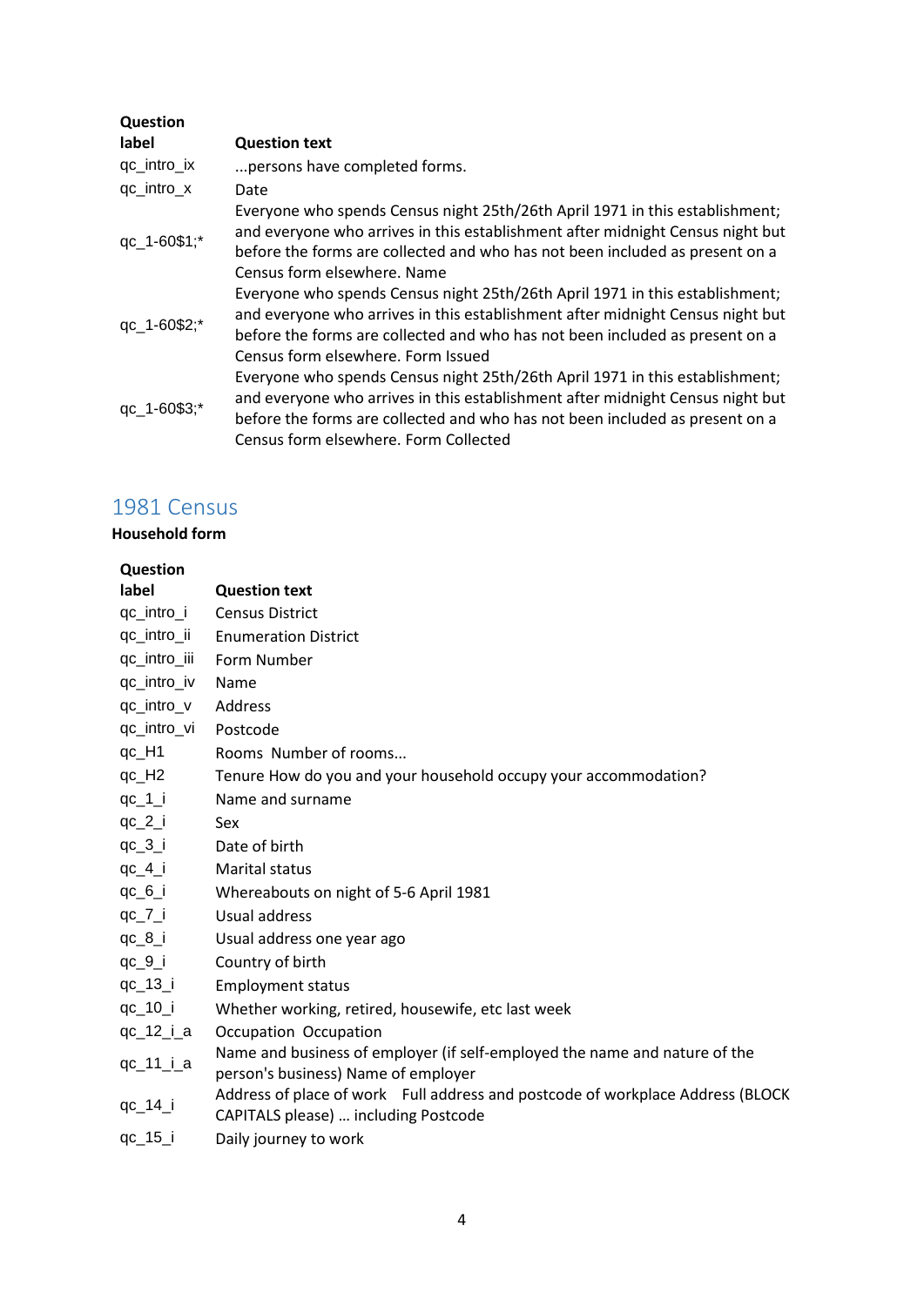| Question label | Question text |
|---|---|
| qc_intro_ix | ...persons have completed forms. |
| qc_intro_x | Date |
| qc_1-60$1;* | Everyone who spends Census night 25th/26th April 1971 in this establishment; and everyone who arrives in this establishment after midnight Census night but before the forms are collected and who has not been included as present on a Census form elsewhere. Name |
| qc_1-60$2;* | Everyone who spends Census night 25th/26th April 1971 in this establishment; and everyone who arrives in this establishment after midnight Census night but before the forms are collected and who has not been included as present on a Census form elsewhere. Form Issued |
| qc_1-60$3;* | Everyone who spends Census night 25th/26th April 1971 in this establishment; and everyone who arrives in this establishment after midnight Census night but before the forms are collected and who has not been included as present on a Census form elsewhere. Form Collected |

## 1981 Census

**Household form**

| Question label | Question text |
|---|---|
| qc_intro_i | Census District |
| qc_intro_ii | Enumeration District |
| qc_intro_iii | Form Number |
| qc_intro_iv | Name |
| qc_intro_v | Address |
| qc_intro_vi | Postcode |
| qc_H1 | Rooms Number of rooms... |
| qc_H2 | Tenure How do you and your household occupy your accommodation? |
| qc_1_i | Name and surname |
| qc_2_i | Sex |
| qc_3_i | Date of birth |
| qc_4_i | Marital status |
| qc_6_i | Whereabouts on night of 5-6 April 1981 |
| qc_7_i | Usual address |
| qc_8_i | Usual address one year ago |
| qc_9_i | Country of birth |
| qc_13_i | Employment status |
| qc_10_i | Whether working, retired, housewife, etc last week |
| qc_12_i_a | Occupation Occupation |
| qc_11_i_a | Name and business of employer (if self-employed the name and nature of the person's business) Name of employer |
| qc_14_i | Address of place of work Full address and postcode of workplace Address (BLOCK CAPITALS please) ... including Postcode |
| qc_15_i | Daily journey to work |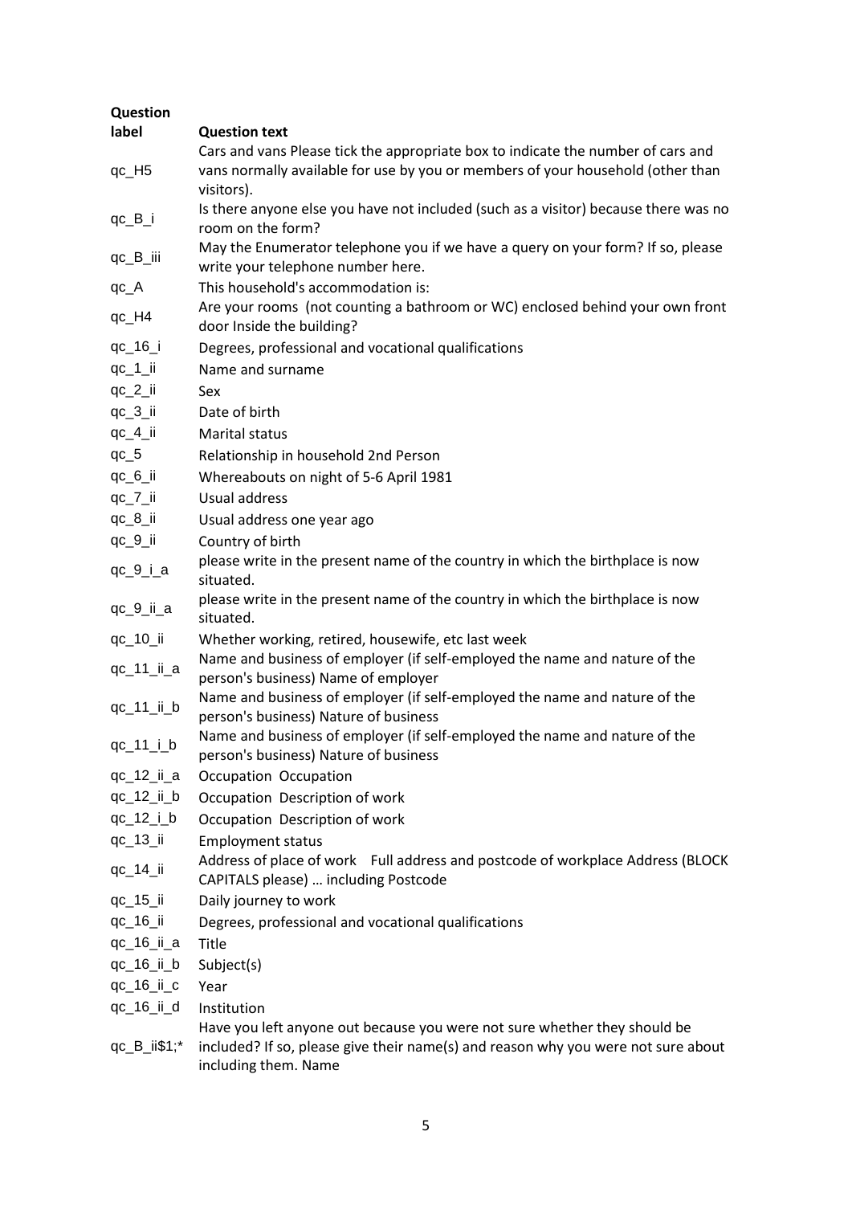| Question label | Question text |
|---|---|
| qc_H5 | Cars and vans Please tick the appropriate box to indicate the number of cars and vans normally available for use by you or members of your household (other than visitors). |
| qc_B_i | Is there anyone else you have not included (such as a visitor) because there was no room on the form? |
| qc_B_iii | May the Enumerator telephone you if we have a query on your form? If so, please write your telephone number here. |
| qc_A | This household's accommodation is: |
| qc_H4 | Are your rooms  (not counting a bathroom or WC) enclosed behind your own front door Inside the building? |
| qc_16_i | Degrees, professional and vocational qualifications |
| qc_1_ii | Name and surname |
| qc_2_ii | Sex |
| qc_3_ii | Date of birth |
| qc_4_ii | Marital status |
| qc_5 | Relationship in household 2nd Person |
| qc_6_ii | Whereabouts on night of 5-6 April 1981 |
| qc_7_ii | Usual address |
| qc_8_ii | Usual address one year ago |
| qc_9_ii | Country of birth |
| qc_9_i_a | please write in the present name of the country in which the birthplace is now situated. |
| qc_9_ii_a | please write in the present name of the country in which the birthplace is now situated. |
| qc_10_ii | Whether working, retired, housewife, etc last week |
| qc_11_ii_a | Name and business of employer (if self-employed the name and nature of the person's business) Name of employer |
| qc_11_ii_b | Name and business of employer (if self-employed the name and nature of the person's business) Nature of business |
| qc_11_i_b | Name and business of employer (if self-employed the name and nature of the person's business) Nature of business |
| qc_12_ii_a | Occupation  Occupation |
| qc_12_ii_b | Occupation  Description of work |
| qc_12_i_b | Occupation  Description of work |
| qc_13_ii | Employment status |
| qc_14_ii | Address of place of work   Full address and postcode of workplace Address (BLOCK CAPITALS please) … including Postcode |
| qc_15_ii | Daily journey to work |
| qc_16_ii | Degrees, professional and vocational qualifications |
| qc_16_ii_a | Title |
| qc_16_ii_b | Subject(s) |
| qc_16_ii_c | Year |
| qc_16_ii_d | Institution |
| qc_B_ii$1;* | Have you left anyone out because you were not sure whether they should be included? If so, please give their name(s) and reason why you were not sure about including them. Name |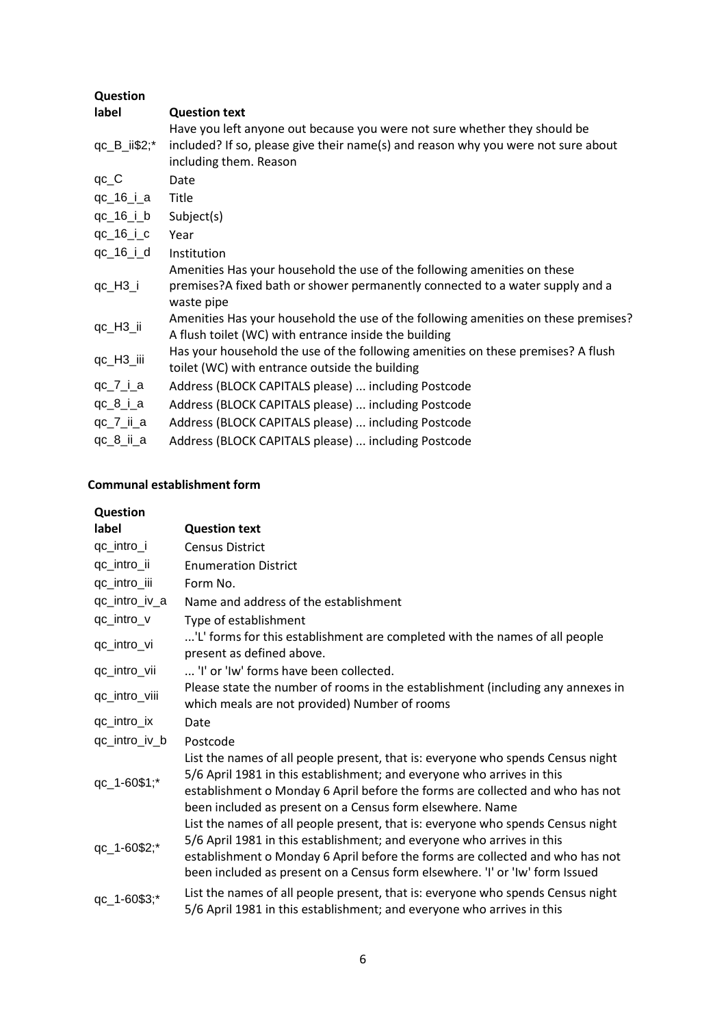| Question label | Question text |
| --- | --- |
| qc_B_ii$2;* | Have you left anyone out because you were not sure whether they should be included? If so, please give their name(s) and reason why you were not sure about including them. Reason |
| qc_C | Date |
| qc_16_i_a | Title |
| qc_16_i_b | Subject(s) |
| qc_16_i_c | Year |
| qc_16_i_d | Institution |
| qc_H3_i | Amenities Has your household the use of the following amenities on these premises?A fixed bath or shower permanently connected to a water supply and a waste pipe |
| qc_H3_ii | Amenities Has your household the use of the following amenities on these premises? A flush toilet (WC) with entrance inside the building |
| qc_H3_iii | Has your household the use of the following amenities on these premises? A flush toilet (WC) with entrance outside the building |
| qc_7_i_a | Address (BLOCK CAPITALS please) ... including Postcode |
| qc_8_i_a | Address (BLOCK CAPITALS please) ... including Postcode |
| qc_7_ii_a | Address (BLOCK CAPITALS please) ... including Postcode |
| qc_8_ii_a | Address (BLOCK CAPITALS please) ... including Postcode |

**Communal establishment form**

| Question label | Question text |
| --- | --- |
| qc_intro_i | Census District |
| qc_intro_ii | Enumeration District |
| qc_intro_iii | Form No. |
| qc_intro_iv_a | Name and address of the establishment |
| qc_intro_v | Type of establishment |
| qc_intro_vi | ...'L' forms for this establishment are completed with the names of all people present as defined above. |
| qc_intro_vii | ... 'I' or 'Iw' forms have been collected. |
| qc_intro_viii | Please state the number of rooms in the establishment (including any annexes in which meals are not provided) Number of rooms |
| qc_intro_ix | Date |
| qc_intro_iv_b | Postcode |
| qc_1-60$1;* | List the names of all people present, that is: everyone who spends Census night 5/6 April 1981 in this establishment; and everyone who arrives in this establishment o Monday 6 April before the forms are collected and who has not been included as present on a Census form elsewhere. Name |
| qc_1-60$2;* | List the names of all people present, that is: everyone who spends Census night 5/6 April 1981 in this establishment; and everyone who arrives in this establishment o Monday 6 April before the forms are collected and who has not been included as present on a Census form elsewhere. 'I' or 'Iw' form Issued |
| qc_1-60$3;* | List the names of all people present, that is: everyone who spends Census night 5/6 April 1981 in this establishment; and everyone who arrives in this |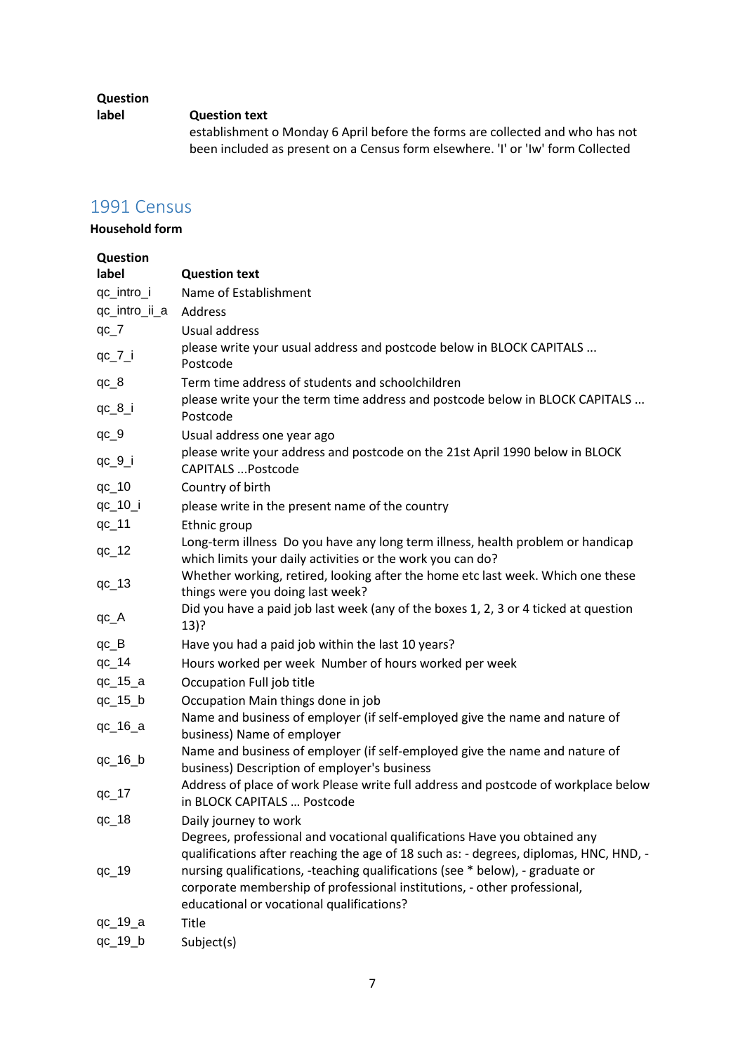| Question label | Question text |
|---|---|
| | establishment o Monday 6 April before the forms are collected and who has not been included as present on a Census form elsewhere. 'I' or 'Iw' form Collected |

## 1991 Census

**Household form**

| Question label | Question text |
|---|---|
| qc_intro_i | Name of Establishment |
| qc_intro_ii_a | Address |
| qc_7 | Usual address |
| qc_7_i | please write your usual address and postcode below in BLOCK CAPITALS ... Postcode |
| qc_8 | Term time address of students and schoolchildren |
| qc_8_i | please write your the term time address and postcode below in BLOCK CAPITALS ... Postcode |
| qc_9 | Usual address one year ago |
| qc_9_i | please write your address and postcode on the 21st April 1990 below in BLOCK CAPITALS ...Postcode |
| qc_10 | Country of birth |
| qc_10_i | please write in the present name of the country |
| qc_11 | Ethnic group |
| qc_12 | Long-term illness Do you have any long term illness, health problem or handicap which limits your daily activities or the work you can do? |
| qc_13 | Whether working, retired, looking after the home etc last week. Which one these things were you doing last week? |
| qc_A | Did you have a paid job last week (any of the boxes 1, 2, 3 or 4 ticked at question 13)? |
| qc_B | Have you had a paid job within the last 10 years? |
| qc_14 | Hours worked per week Number of hours worked per week |
| qc_15_a | Occupation Full job title |
| qc_15_b | Occupation Main things done in job |
| qc_16_a | Name and business of employer (if self-employed give the name and nature of business) Name of employer |
| qc_16_b | Name and business of employer (if self-employed give the name and nature of business) Description of employer's business |
| qc_17 | Address of place of work Please write full address and postcode of workplace below in BLOCK CAPITALS ... Postcode |
| qc_18 | Daily journey to work |
| qc_19 | Degrees, professional and vocational qualifications Have you obtained any qualifications after reaching the age of 18 such as: - degrees, diplomas, HNC, HND, -nursing qualifications, -teaching qualifications (see * below), - graduate or corporate membership of professional institutions, - other professional, educational or vocational qualifications? |
| qc_19_a | Title |
| qc_19_b | Subject(s) |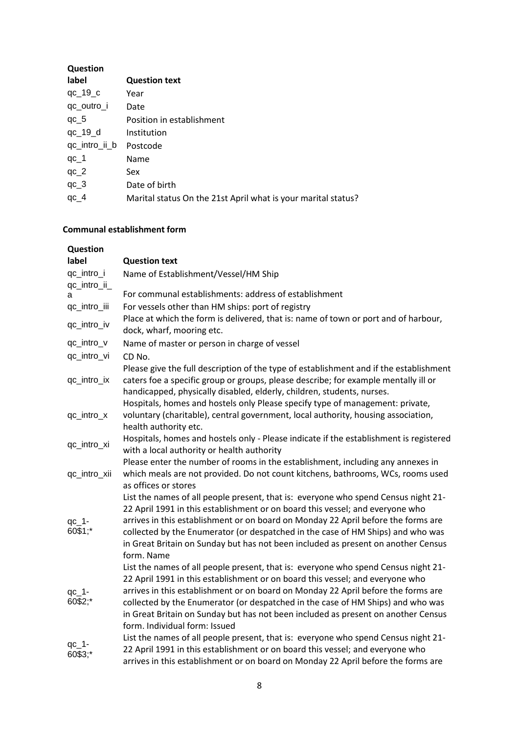| Question label | Question text |
|---|---|
| qc_19_c | Year |
| qc_outro_i | Date |
| qc_5 | Position in establishment |
| qc_19_d | Institution |
| qc_intro_ii_b | Postcode |
| qc_1 | Name |
| qc_2 | Sex |
| qc_3 | Date of birth |
| qc_4 | Marital status On the 21st April what is your marital status? |

**Communal establishment form**

| Question label | Question text |
|---|---|
| qc_intro_i | Name of Establishment/Vessel/HM Ship |
| qc_intro_ii_a | For communal establishments: address of establishment |
| qc_intro_iii | For vessels other than HM ships: port of registry |
| qc_intro_iv | Place at which the form is delivered, that is: name of town or port and of harbour, dock, wharf, mooring etc. |
| qc_intro_v | Name of master or person in charge of vessel |
| qc_intro_vi | CD No. |
| qc_intro_ix | Please give the full description of the type of establishment and if the establishment caters foe a specific group or groups, please describe; for example mentally ill or handicapped, physically disabled, elderly, children, students, nurses. |
| qc_intro_x | Hospitals, homes and hostels only Please specify type of management: private, voluntary (charitable), central government, local authority, housing association, health authority etc. |
| qc_intro_xi | Hospitals, homes and hostels only - Please indicate if the establishment is registered with a local authority or health authority |
| qc_intro_xii | Please enter the number of rooms in the establishment, including any annexes in which meals are not provided. Do not count kitchens, bathrooms, WCs, rooms used as offices or stores |
| qc_1-60$1;* | List the names of all people present, that is: everyone who spend Census night 21-22 April 1991 in this establishment or on board this vessel; and everyone who arrives in this establishment or on board on Monday 22 April before the forms are collected by the Enumerator (or despatched in the case of HM Ships) and who was in Great Britain on Sunday but has not been included as present on another Census form. Name |
| qc_1-60$2;* | List the names of all people present, that is: everyone who spend Census night 21-22 April 1991 in this establishment or on board this vessel; and everyone who arrives in this establishment or on board on Monday 22 April before the forms are collected by the Enumerator (or despatched in the case of HM Ships) and who was in Great Britain on Sunday but has not been included as present on another Census form. Individual form: Issued |
| qc_1-60$3;* | List the names of all people present, that is: everyone who spend Census night 21-22 April 1991 in this establishment or on board this vessel; and everyone who arrives in this establishment or on board on Monday 22 April before the forms are |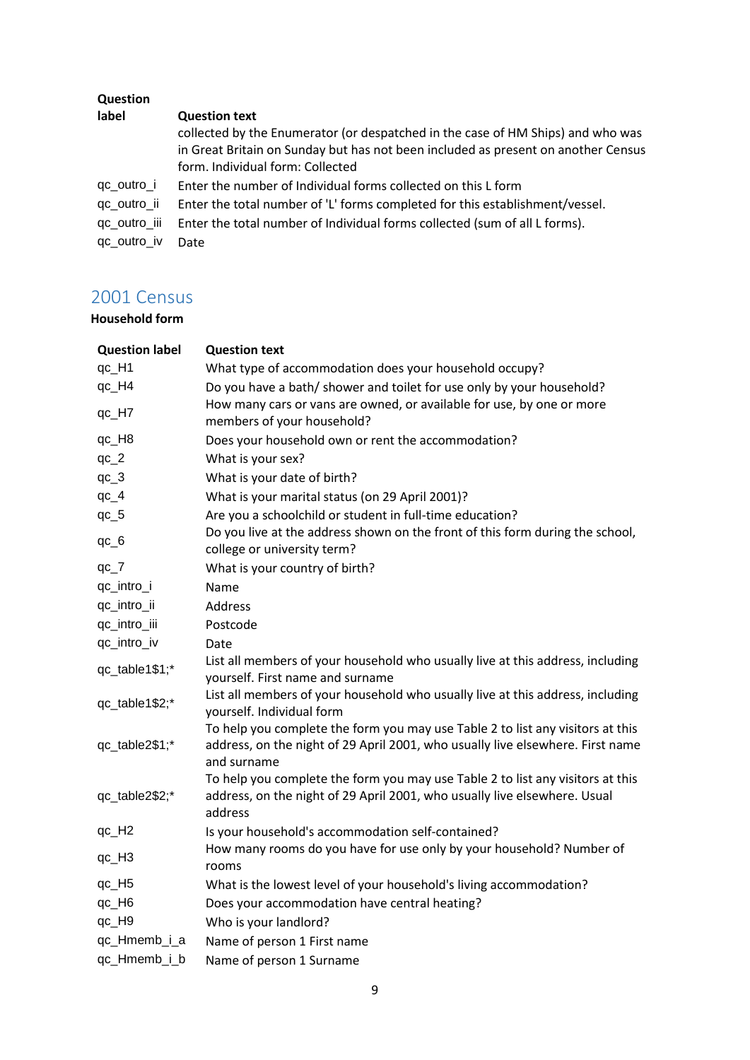| Question label | Question text |
| --- | --- |
| | collected by the Enumerator (or despatched in the case of HM Ships) and who was in Great Britain on Sunday but has not been included as present on another Census form. Individual form: Collected |
| qc_outro_i | Enter the number of Individual forms collected on this L form |
| qc_outro_ii | Enter the total number of 'L' forms completed for this establishment/vessel. |
| qc_outro_iii | Enter the total number of Individual forms collected (sum of all L forms). |
| qc_outro_iv | Date |

## 2001 Census

**Household form**

| Question label | Question text |
| --- | --- |
| qc_H1 | What type of accommodation does your household occupy? |
| qc_H4 | Do you have a bath/ shower and toilet for use only by your household? |
| qc_H7 | How many cars or vans are owned, or available for use, by one or more members of your household? |
| qc_H8 | Does your household own or rent the accommodation? |
| qc_2 | What is your sex? |
| qc_3 | What is your date of birth? |
| qc_4 | What is your marital status (on 29 April 2001)? |
| qc_5 | Are you a schoolchild or student in full-time education? |
| qc_6 | Do you live at the address shown on the front of this form during the school, college or university term? |
| qc_7 | What is your country of birth? |
| qc_intro_i | Name |
| qc_intro_ii | Address |
| qc_intro_iii | Postcode |
| qc_intro_iv | Date |
| qc_table1$1;* | List all members of your household who usually live at this address, including yourself. First name and surname |
| qc_table1$2;* | List all members of your household who usually live at this address, including yourself. Individual form |
| qc_table2$1;* | To help you complete the form you may use Table 2 to list any visitors at this address, on the night of 29 April 2001, who usually live elsewhere. First name and surname |
| qc_table2$2;* | To help you complete the form you may use Table 2 to list any visitors at this address, on the night of 29 April 2001, who usually live elsewhere. Usual address |
| qc_H2 | Is your household's accommodation self-contained? |
| qc_H3 | How many rooms do you have for use only by your household? Number of rooms |
| qc_H5 | What is the lowest level of your household's living accommodation? |
| qc_H6 | Does your accommodation have central heating? |
| qc_H9 | Who is your landlord? |
| qc_Hmemb_i_a | Name of person 1 First name |
| qc_Hmemb_i_b | Name of person 1 Surname |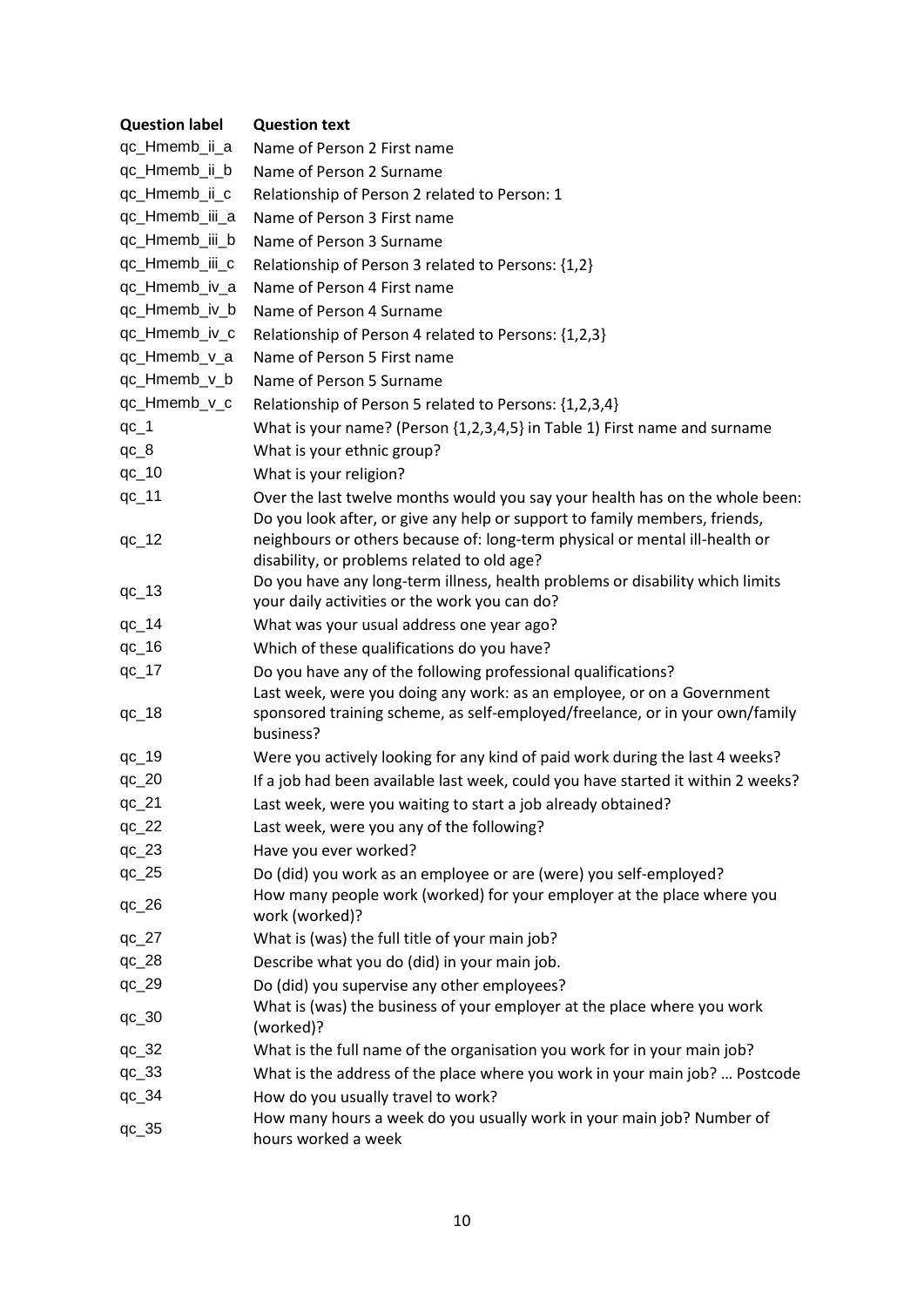| Question label | Question text |
|---|---|
| qc_Hmemb_ii_a | Name of Person 2 First name |
| qc_Hmemb_ii_b | Name of Person 2 Surname |
| qc_Hmemb_ii_c | Relationship of Person 2 related to Person: 1 |
| qc_Hmemb_iii_a | Name of Person 3 First name |
| qc_Hmemb_iii_b | Name of Person 3 Surname |
| qc_Hmemb_iii_c | Relationship of Person 3 related to Persons: {1,2} |
| qc_Hmemb_iv_a | Name of Person 4 First name |
| qc_Hmemb_iv_b | Name of Person 4 Surname |
| qc_Hmemb_iv_c | Relationship of Person 4 related to Persons: {1,2,3} |
| qc_Hmemb_v_a | Name of Person 5 First name |
| qc_Hmemb_v_b | Name of Person 5 Surname |
| qc_Hmemb_v_c | Relationship of Person 5 related to Persons: {1,2,3,4} |
| qc_1 | What is your name? (Person {1,2,3,4,5} in Table 1) First name and surname |
| qc_8 | What is your ethnic group? |
| qc_10 | What is your religion? |
| qc_11 | Over the last twelve months would you say your health has on the whole been: |
| qc_12 | Do you look after, or give any help or support to family members, friends, neighbours or others because of: long-term physical or mental ill-health or disability, or problems related to old age? |
| qc_13 | Do you have any long-term illness, health problems or disability which limits your daily activities or the work you can do? |
| qc_14 | What was your usual address one year ago? |
| qc_16 | Which of these qualifications do you have? |
| qc_17 | Do you have any of the following professional qualifications? |
| qc_18 | Last week, were you doing any work: as an employee, or on a Government sponsored training scheme, as self-employed/freelance, or in your own/family business? |
| qc_19 | Were you actively looking for any kind of paid work during the last 4 weeks? |
| qc_20 | If a job had been available last week, could you have started it within 2 weeks? |
| qc_21 | Last week, were you waiting to start a job already obtained? |
| qc_22 | Last week, were you any of the following? |
| qc_23 | Have you ever worked? |
| qc_25 | Do (did) you work as an employee or are (were) you self-employed? |
| qc_26 | How many people work (worked) for your employer at the place where you work (worked)? |
| qc_27 | What is (was) the full title of your main job? |
| qc_28 | Describe what you do (did) in your main job. |
| qc_29 | Do (did) you supervise any other employees? |
| qc_30 | What is (was) the business of your employer at the place where you work (worked)? |
| qc_32 | What is the full name of the organisation you work for in your main job? |
| qc_33 | What is the address of the place where you work in your main job? … Postcode |
| qc_34 | How do you usually travel to work? |
| qc_35 | How many hours a week do you usually work in your main job? Number of hours worked a week |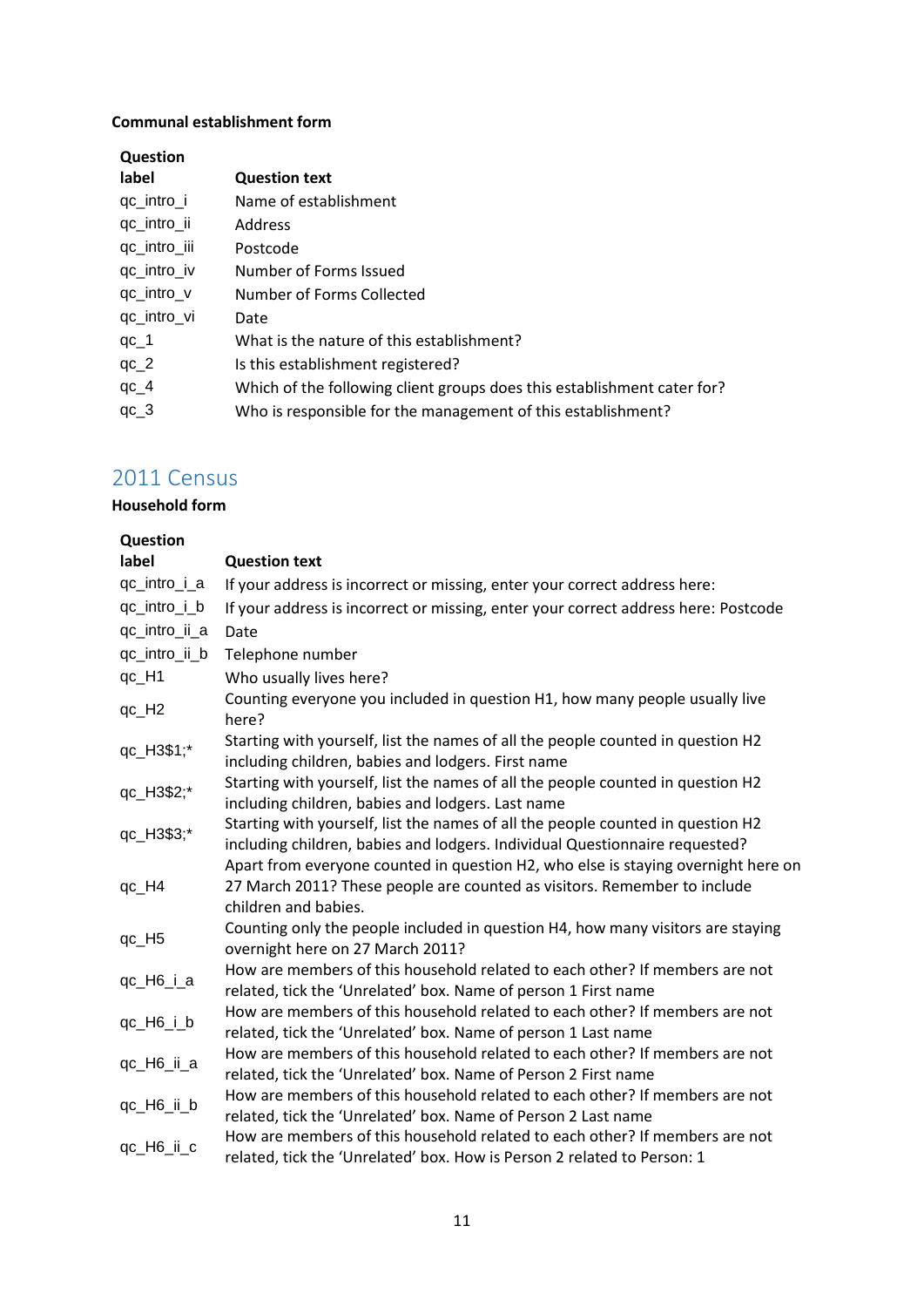**Communal establishment form**

| Question label | Question text |
|---|---|
| qc_intro_i | Name of establishment |
| qc_intro_ii | Address |
| qc_intro_iii | Postcode |
| qc_intro_iv | Number of Forms Issued |
| qc_intro_v | Number of Forms Collected |
| qc_intro_vi | Date |
| qc_1 | What is the nature of this establishment? |
| qc_2 | Is this establishment registered? |
| qc_4 | Which of the following client groups does this establishment cater for? |
| qc_3 | Who is responsible for the management of this establishment? |

## 2011 Census

**Household form**

| Question label | Question text |
|---|---|
| qc_intro_i_a | If your address is incorrect or missing, enter your correct address here: |
| qc_intro_i_b | If your address is incorrect or missing, enter your correct address here: Postcode |
| qc_intro_ii_a | Date |
| qc_intro_ii_b | Telephone number |
| qc_H1 | Who usually lives here? |
| qc_H2 | Counting everyone you included in question H1, how many people usually live here? |
| qc_H3$1;* | Starting with yourself, list the names of all the people counted in question H2 including children, babies and lodgers. First name |
| qc_H3$2;* | Starting with yourself, list the names of all the people counted in question H2 including children, babies and lodgers. Last name |
| qc_H3$3;* | Starting with yourself, list the names of all the people counted in question H2 including children, babies and lodgers. Individual Questionnaire requested? |
| qc_H4 | Apart from everyone counted in question H2, who else is staying overnight here on 27 March 2011? These people are counted as visitors. Remember to include children and babies. |
| qc_H5 | Counting only the people included in question H4, how many visitors are staying overnight here on 27 March 2011? |
| qc_H6_i_a | How are members of this household related to each other? If members are not related, tick the 'Unrelated' box. Name of person 1 First name |
| qc_H6_i_b | How are members of this household related to each other? If members are not related, tick the 'Unrelated' box. Name of person 1 Last name |
| qc_H6_ii_a | How are members of this household related to each other? If members are not related, tick the 'Unrelated' box. Name of Person 2 First name |
| qc_H6_ii_b | How are members of this household related to each other? If members are not related, tick the 'Unrelated' box. Name of Person 2 Last name |
| qc_H6_ii_c | How are members of this household related to each other? If members are not related, tick the 'Unrelated' box. How is Person 2 related to Person: 1 |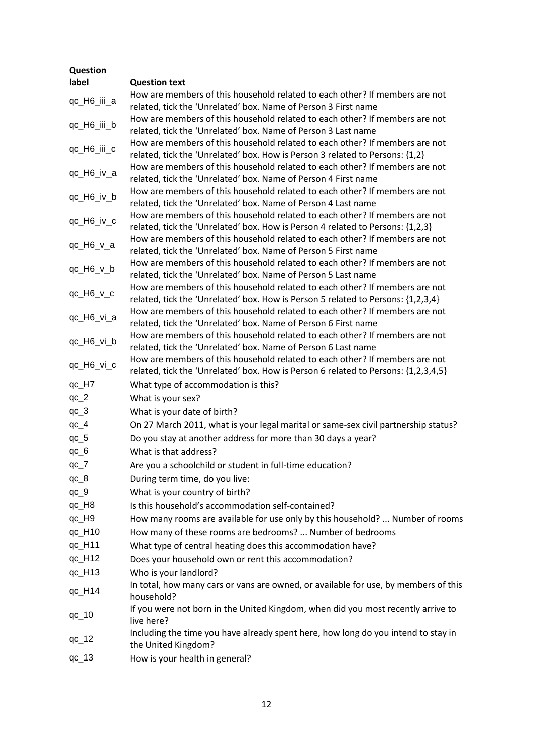| Question label | Question text |
|---|---|
| qc_H6_iii_a | How are members of this household related to each other? If members are not related, tick the ‘Unrelated’ box. Name of Person 3 First name |
| qc_H6_iii_b | How are members of this household related to each other? If members are not related, tick the ‘Unrelated’ box. Name of Person 3 Last name |
| qc_H6_iii_c | How are members of this household related to each other? If members are not related, tick the ‘Unrelated’ box. How is Person 3 related to Persons: {1,2} |
| qc_H6_iv_a | How are members of this household related to each other? If members are not related, tick the ‘Unrelated’ box. Name of Person 4 First name |
| qc_H6_iv_b | How are members of this household related to each other? If members are not related, tick the ‘Unrelated’ box. Name of Person 4 Last name |
| qc_H6_iv_c | How are members of this household related to each other? If members are not related, tick the ‘Unrelated’ box. How is Person 4 related to Persons: {1,2,3} |
| qc_H6_v_a | How are members of this household related to each other? If members are not related, tick the ‘Unrelated’ box. Name of Person 5 First name |
| qc_H6_v_b | How are members of this household related to each other? If members are not related, tick the ‘Unrelated’ box. Name of Person 5 Last name |
| qc_H6_v_c | How are members of this household related to each other? If members are not related, tick the ‘Unrelated’ box. How is Person 5 related to Persons: {1,2,3,4} |
| qc_H6_vi_a | How are members of this household related to each other? If members are not related, tick the ‘Unrelated’ box. Name of Person 6 First name |
| qc_H6_vi_b | How are members of this household related to each other? If members are not related, tick the ‘Unrelated’ box. Name of Person 6 Last name |
| qc_H6_vi_c | How are members of this household related to each other? If members are not related, tick the ‘Unrelated’ box. How is Person 6 related to Persons: {1,2,3,4,5} |
| qc_H7 | What type of accommodation is this? |
| qc_2 | What is your sex? |
| qc_3 | What is your date of birth? |
| qc_4 | On 27 March 2011, what is your legal marital or same-sex civil partnership status? |
| qc_5 | Do you stay at another address for more than 30 days a year? |
| qc_6 | What is that address? |
| qc_7 | Are you a schoolchild or student in full-time education? |
| qc_8 | During term time, do you live: |
| qc_9 | What is your country of birth? |
| qc_H8 | Is this household’s accommodation self-contained? |
| qc_H9 | How many rooms are available for use only by this household? ... Number of rooms |
| qc_H10 | How many of these rooms are bedrooms? ... Number of bedrooms |
| qc_H11 | What type of central heating does this accommodation have? |
| qc_H12 | Does your household own or rent this accommodation? |
| qc_H13 | Who is your landlord? |
| qc_H14 | In total, how many cars or vans are owned, or available for use, by members of this household? |
| qc_10 | If you were not born in the United Kingdom, when did you most recently arrive to live here? |
| qc_12 | Including the time you have already spent here, how long do you intend to stay in the United Kingdom? |
| qc_13 | How is your health in general? |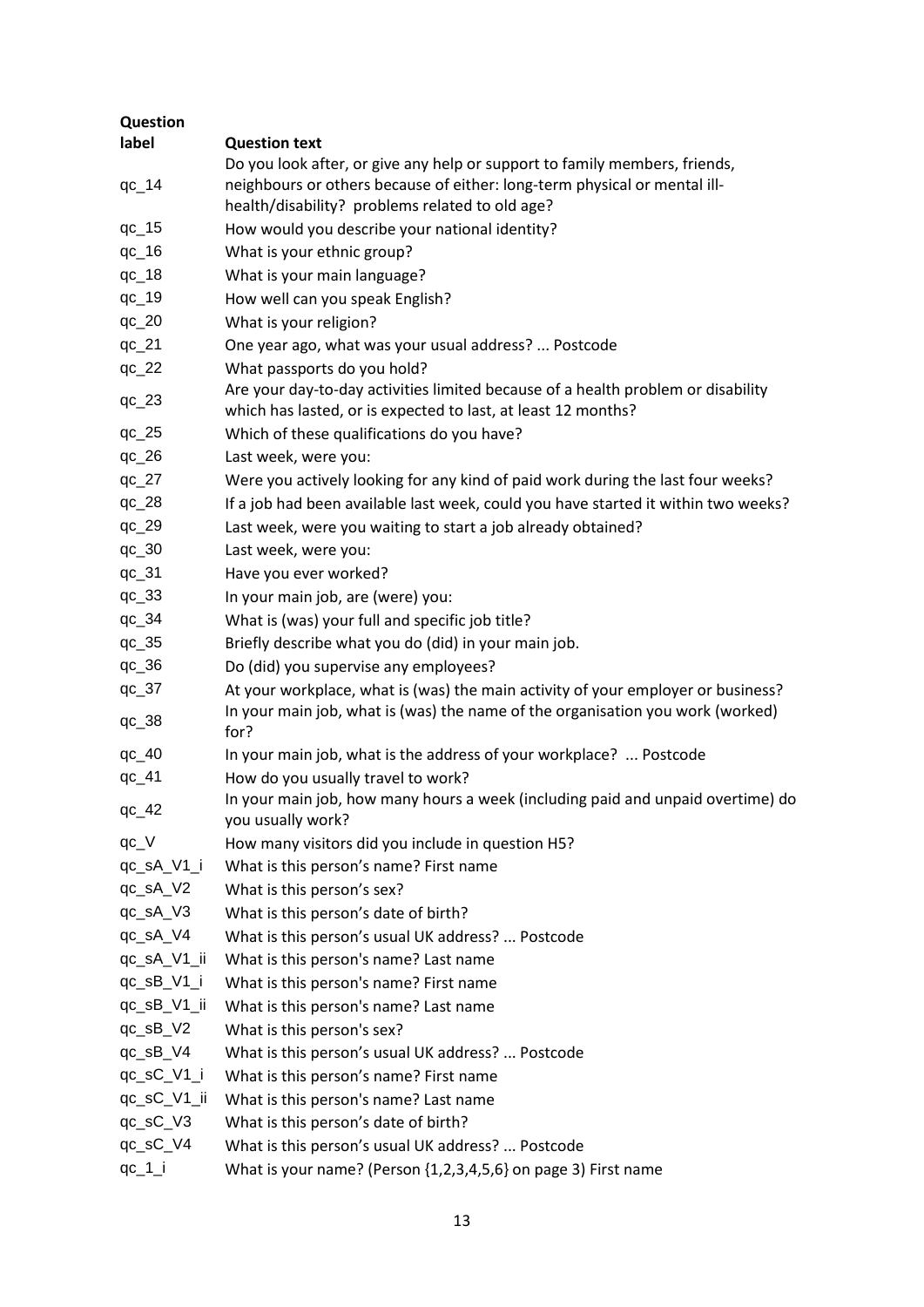| Question label | Question text |
| --- | --- |
| qc_14 | Do you look after, or give any help or support to family members, friends, neighbours or others because of either: long-term physical or mental ill-health/disability? problems related to old age? |
| qc_15 | How would you describe your national identity? |
| qc_16 | What is your ethnic group? |
| qc_18 | What is your main language? |
| qc_19 | How well can you speak English? |
| qc_20 | What is your religion? |
| qc_21 | One year ago, what was your usual address? ... Postcode |
| qc_22 | What passports do you hold? |
| qc_23 | Are your day-to-day activities limited because of a health problem or disability which has lasted, or is expected to last, at least 12 months? |
| qc_25 | Which of these qualifications do you have? |
| qc_26 | Last week, were you: |
| qc_27 | Were you actively looking for any kind of paid work during the last four weeks? |
| qc_28 | If a job had been available last week, could you have started it within two weeks? |
| qc_29 | Last week, were you waiting to start a job already obtained? |
| qc_30 | Last week, were you: |
| qc_31 | Have you ever worked? |
| qc_33 | In your main job, are (were) you: |
| qc_34 | What is (was) your full and specific job title? |
| qc_35 | Briefly describe what you do (did) in your main job. |
| qc_36 | Do (did) you supervise any employees? |
| qc_37 | At your workplace, what is (was) the main activity of your employer or business? |
| qc_38 | In your main job, what is (was) the name of the organisation you work (worked) for? |
| qc_40 | In your main job, what is the address of your workplace? ... Postcode |
| qc_41 | How do you usually travel to work? |
| qc_42 | In your main job, how many hours a week (including paid and unpaid overtime) do you usually work? |
| qc_V | How many visitors did you include in question H5? |
| qc_sA_V1_i | What is this person's name? First name |
| qc_sA_V2 | What is this person's sex? |
| qc_sA_V3 | What is this person's date of birth? |
| qc_sA_V4 | What is this person's usual UK address? ... Postcode |
| qc_sA_V1_ii | What is this person's name? Last name |
| qc_sB_V1_i | What is this person's name? First name |
| qc_sB_V1_ii | What is this person's name? Last name |
| qc_sB_V2 | What is this person's sex? |
| qc_sB_V4 | What is this person's usual UK address? ... Postcode |
| qc_sC_V1_i | What is this person's name? First name |
| qc_sC_V1_ii | What is this person's name? Last name |
| qc_sC_V3 | What is this person's date of birth? |
| qc_sC_V4 | What is this person's usual UK address? ... Postcode |
| qc_1_i | What is your name? (Person {1,2,3,4,5,6} on page 3) First name |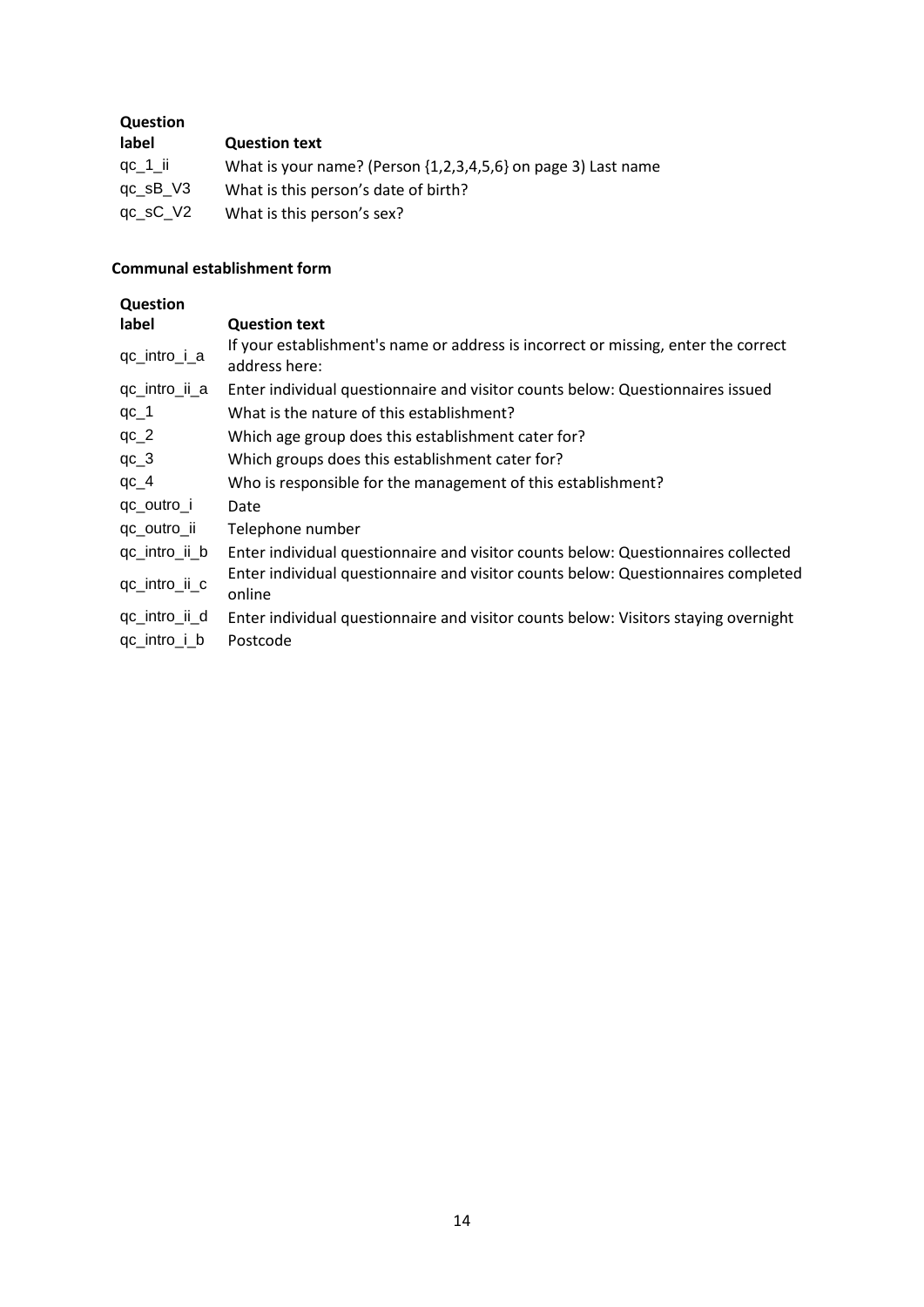| Question label | Question text |
|---|---|
| qc_1_ii | What is your name? (Person {1,2,3,4,5,6} on page 3) Last name |
| qc_sB_V3 | What is this person’s date of birth? |
| qc_sC_V2 | What is this person’s sex? |

**Communal establishment form**

| Question label | Question text |
|---|---|
| qc_intro_i_a | If your establishment's name or address is incorrect or missing, enter the correct address here: |
| qc_intro_ii_a | Enter individual questionnaire and visitor counts below: Questionnaires issued |
| qc_1 | What is the nature of this establishment? |
| qc_2 | Which age group does this establishment cater for? |
| qc_3 | Which groups does this establishment cater for? |
| qc_4 | Who is responsible for the management of this establishment? |
| qc_outro_i | Date |
| qc_outro_ii | Telephone number |
| qc_intro_ii_b | Enter individual questionnaire and visitor counts below: Questionnaires collected |
| qc_intro_ii_c | Enter individual questionnaire and visitor counts below: Questionnaires completed online |
| qc_intro_ii_d | Enter individual questionnaire and visitor counts below: Visitors staying overnight |
| qc_intro_i_b | Postcode |